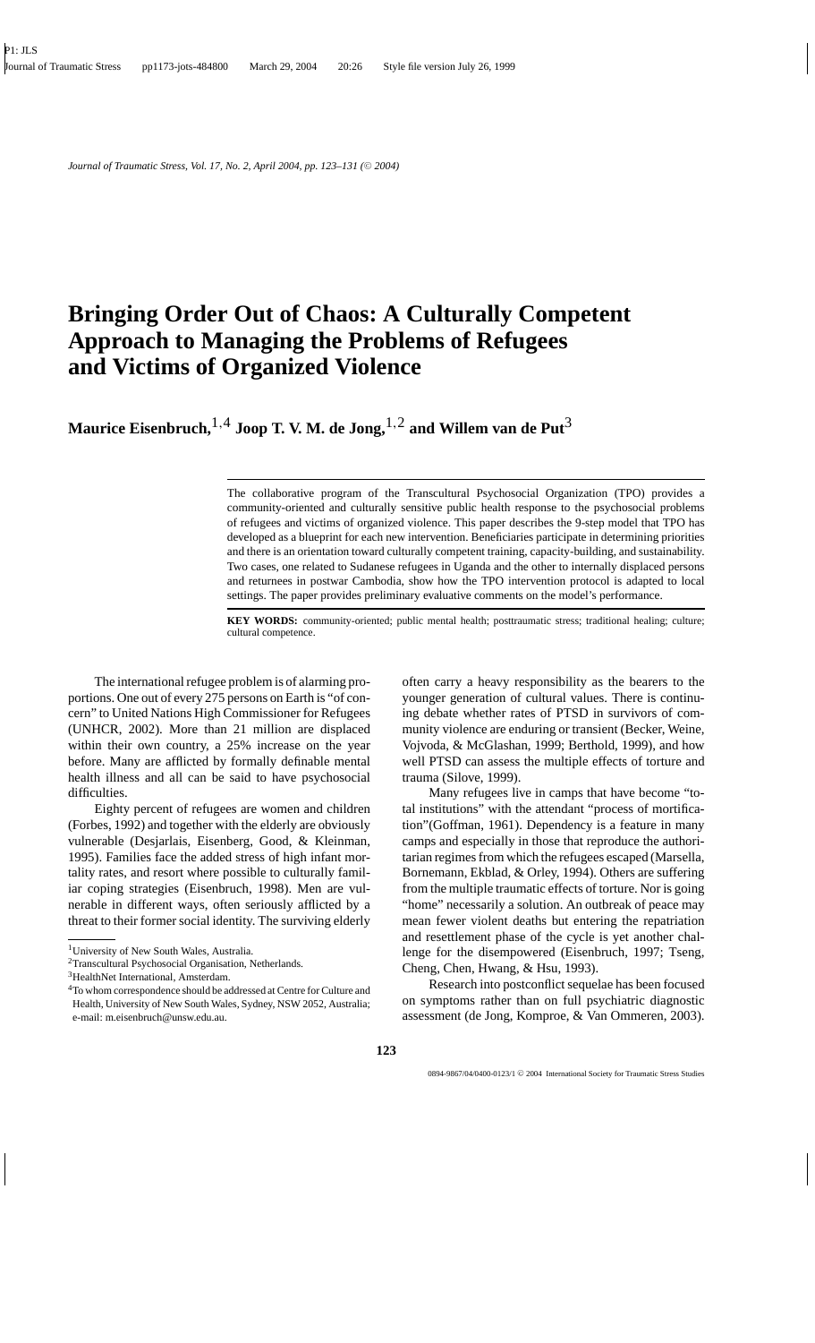# Bringing Order Out of Chaos: A Culturally Competent Approach to Managing the Problems of Refugees and Victims of Organized Violence

**Maurice Eisenbruch,[1,4] Joop T. V. M. de Jong,[1,2] and Willem van de Put[3]**

The collaborative program of the Transcultural Psychosocial Organization (TPO) provides a community-oriented and culturally sensitive public health response to the psychosocial problems of refugees and victims of organized violence. This paper describes the 9-step model that TPO has developed as a blueprint for each new intervention. Beneficiaries participate in determining priorities and there is an orientation toward culturally competent training, capacity-building, and sustainability. Two cases, one related to Sudanese refugees in Uganda and the other to internally displaced persons and returnees in postwar Cambodia, show how the TPO intervention protocol is adapted to local settings. The paper provides preliminary evaluative comments on the model's performance.

**KEY WORDS:** community-oriented; public mental health; posttraumatic stress; traditional healing; culture; cultural competence.

The international refugee problem is of alarming proportions. One out of every 275 persons on Earth is "of concern" to United Nations High Commissioner for Refugees (UNHCR, 2002). More than 21 million are displaced within their own country, a 25% increase on the year before. Many are afflicted by formally definable mental health illness and all can be said to have psychosocial difficulties.

Eighty percent of refugees are women and children (Forbes, 1992) and together with the elderly are obviously vulnerable (Desjarlais, Eisenberg, Good, & Kleinman, 1995). Families face the added stress of high infant mortality rates, and resort where possible to culturally familiar coping strategies (Eisenbruch, 1998). Men are vulnerable in different ways, often seriously afflicted by a threat to their former social identity. The surviving elderly often carry a heavy responsibility as the bearers to the younger generation of cultural values. There is continuing debate whether rates of PTSD in survivors of community violence are enduring or transient (Becker, Weine, Vojvoda, & McGlashan, 1999; Berthold, 1999), and how well PTSD can assess the multiple effects of torture and trauma (Silove, 1999).

Many refugees live in camps that have become "total institutions" with the attendant "process of mortification"(Goffman, 1961). Dependency is a feature in many camps and especially in those that reproduce the authoritarian regimes from which the refugees escaped (Marsella, Bornemann, Ekblad, & Orley, 1994). Others are suffering from the multiple traumatic effects of torture. Nor is going "home" necessarily a solution. An outbreak of peace may mean fewer violent deaths but entering the repatriation and resettlement phase of the cycle is yet another challenge for the disempowered (Eisenbruch, 1997; Tseng, Cheng, Chen, Hwang, & Hsu, 1993).

Research into postconflict sequelae has been focused on symptoms rather than on full psychiatric diagnostic assessment (de Jong, Komproe, & Van Ommeren, 2003).

---

[1] University of New South Wales, Australia.

[2] Transcultural Psychosocial Organisation, Netherlands.

[3] HealthNet International, Amsterdam.

[4] To whom correspondence should be addressed at Centre for Culture and Health, University of New South Wales, Sydney, NSW 2052, Australia; e-mail: m.eisenbruch@unsw.edu.au.

0894-9867/04/0400-0123/1 © 2004 International Society for Traumatic Stress Studies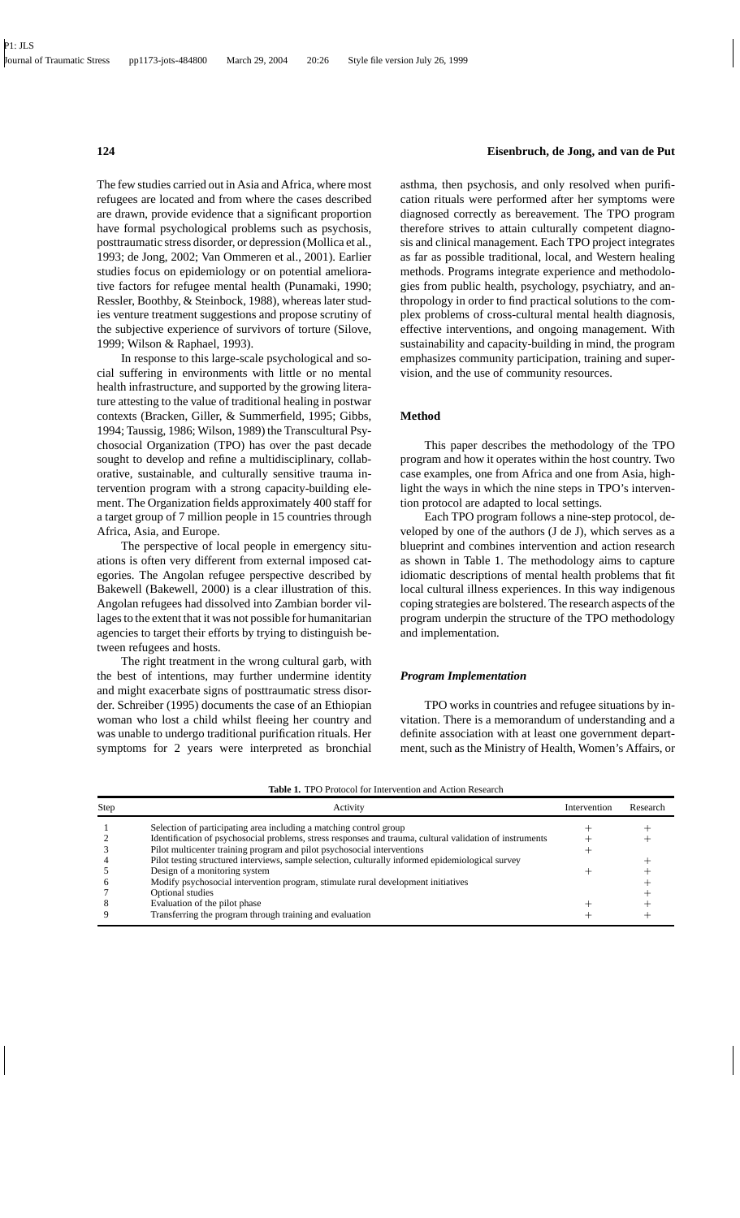The few studies carried out in Asia and Africa, where most refugees are located and from where the cases described are drawn, provide evidence that a significant proportion have formal psychological problems such as psychosis, posttraumatic stress disorder, or depression (Mollica et al., 1993; de Jong, 2002; Van Ommeren et al., 2001). Earlier studies focus on epidemiology or on potential ameliorative factors for refugee mental health (Punamaki, 1990; Ressler, Boothby, & Steinbock, 1988), whereas later studies venture treatment suggestions and propose scrutiny of the subjective experience of survivors of torture (Silove, 1999; Wilson & Raphael, 1993).

In response to this large-scale psychological and social suffering in environments with little or no mental health infrastructure, and supported by the growing literature attesting to the value of traditional healing in postwar contexts (Bracken, Giller, & Summerfield, 1995; Gibbs, 1994; Taussig, 1986; Wilson, 1989) the Transcultural Psychosocial Organization (TPO) has over the past decade sought to develop and refine a multidisciplinary, collaborative, sustainable, and culturally sensitive trauma intervention program with a strong capacity-building element. The Organization fields approximately 400 staff for a target group of 7 million people in 15 countries through Africa, Asia, and Europe.

The perspective of local people in emergency situations is often very different from external imposed categories. The Angolan refugee perspective described by Bakewell (Bakewell, 2000) is a clear illustration of this. Angolan refugees had dissolved into Zambian border villages to the extent that it was not possible for humanitarian agencies to target their efforts by trying to distinguish between refugees and hosts.

The right treatment in the wrong cultural garb, with the best of intentions, may further undermine identity and might exacerbate signs of posttraumatic stress disorder. Schreiber (1995) documents the case of an Ethiopian woman who lost a child whilst fleeing her country and was unable to undergo traditional purification rituals. Her symptoms for 2 years were interpreted as bronchial asthma, then psychosis, and only resolved when purification rituals were performed after her symptoms were diagnosed correctly as bereavement. The TPO program therefore strives to attain culturally competent diagnosis and clinical management. Each TPO project integrates as far as possible traditional, local, and Western healing methods. Programs integrate experience and methodologies from public health, psychology, psychiatry, and anthropology in order to find practical solutions to the complex problems of cross-cultural mental health diagnosis, effective interventions, and ongoing management. With sustainability and capacity-building in mind, the program emphasizes community participation, training and supervision, and the use of community resources.

## Method

This paper describes the methodology of the TPO program and how it operates within the host country. Two case examples, one from Africa and one from Asia, highlight the ways in which the nine steps in TPO's intervention protocol are adapted to local settings.

Each TPO program follows a nine-step protocol, developed by one of the authors (J de J), which serves as a blueprint and combines intervention and action research as shown in Table 1. The methodology aims to capture idiomatic descriptions of mental health problems that fit local cultural illness experiences. In this way indigenous coping strategies are bolstered. The research aspects of the program underpin the structure of the TPO methodology and implementation.

### *Program Implementation*

TPO works in countries and refugee situations by invitation. There is a memorandum of understanding and a definite association with at least one government department, such as the Ministry of Health, Women's Affairs, or

**Table 1.** TPO Protocol for Intervention and Action Research

| Step | Activity | Intervention | Research |
|---|---|---|---|
| 1 | Selection of participating area including a matching control group | + | + |
| 2 | Identification of psychosocial problems, stress responses and trauma, cultural validation of instruments | + | + |
| 3 | Pilot multicenter training program and pilot psychosocial interventions | + | |
| 4 | Pilot testing structured interviews, sample selection, culturally informed epidemiological survey | | + |
| 5 | Design of a monitoring system | + | + |
| 6 | Modify psychosocial intervention program, stimulate rural development initiatives | | + |
| 7 | Optional studies | | + |
| 8 | Evaluation of the pilot phase | + | + |
| 9 | Transferring the program through training and evaluation | + | + |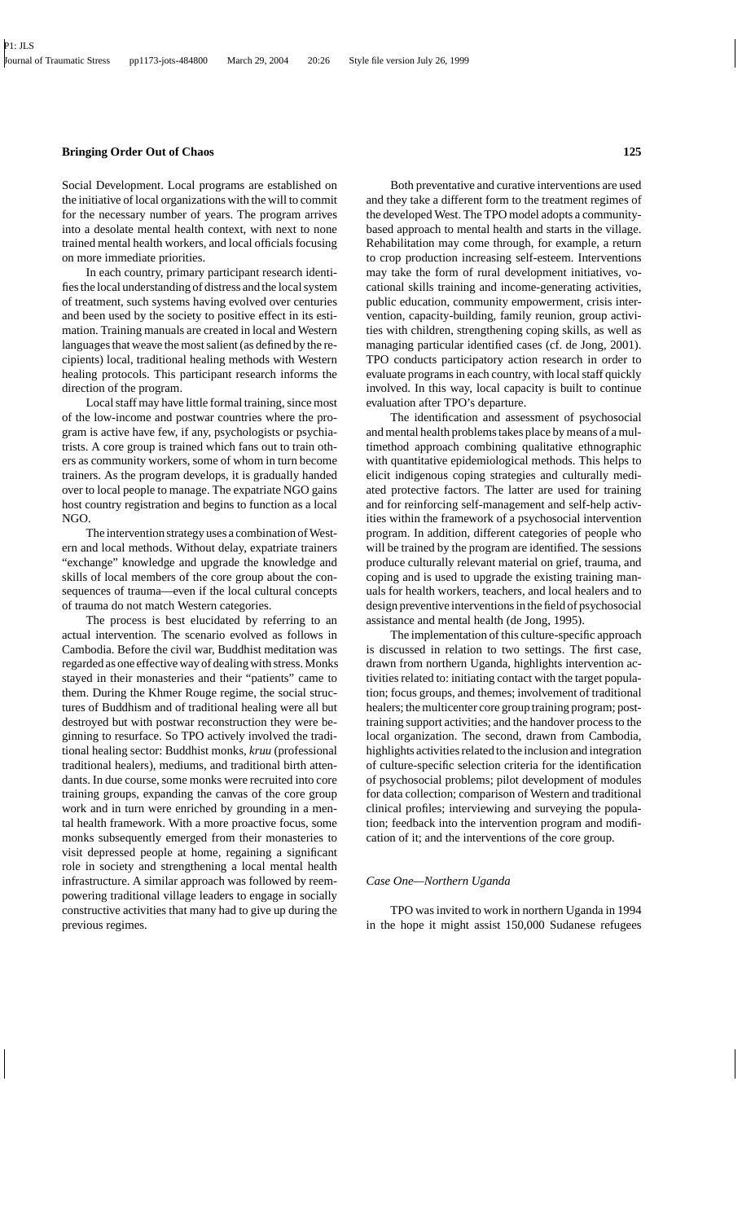Social Development. Local programs are established on the initiative of local organizations with the will to commit for the necessary number of years. The program arrives into a desolate mental health context, with next to none trained mental health workers, and local officials focusing on more immediate priorities.

In each country, primary participant research identifies the local understanding of distress and the local system of treatment, such systems having evolved over centuries and been used by the society to positive effect in its estimation. Training manuals are created in local and Western languages that weave the most salient (as defined by the recipients) local, traditional healing methods with Western healing protocols. This participant research informs the direction of the program.

Local staff may have little formal training, since most of the low-income and postwar countries where the program is active have few, if any, psychologists or psychiatrists. A core group is trained which fans out to train others as community workers, some of whom in turn become trainers. As the program develops, it is gradually handed over to local people to manage. The expatriate NGO gains host country registration and begins to function as a local NGO.

The intervention strategy uses a combination of Western and local methods. Without delay, expatriate trainers "exchange" knowledge and upgrade the knowledge and skills of local members of the core group about the consequences of trauma—even if the local cultural concepts of trauma do not match Western categories.

The process is best elucidated by referring to an actual intervention. The scenario evolved as follows in Cambodia. Before the civil war, Buddhist meditation was regarded as one effective way of dealing with stress. Monks stayed in their monasteries and their "patients" came to them. During the Khmer Rouge regime, the social structures of Buddhism and of traditional healing were all but destroyed but with postwar reconstruction they were beginning to resurface. So TPO actively involved the traditional healing sector: Buddhist monks, *kruu* (professional traditional healers), mediums, and traditional birth attendants. In due course, some monks were recruited into core training groups, expanding the canvas of the core group work and in turn were enriched by grounding in a mental health framework. With a more proactive focus, some monks subsequently emerged from their monasteries to visit depressed people at home, regaining a significant role in society and strengthening a local mental health infrastructure. A similar approach was followed by reempowering traditional village leaders to engage in socially constructive activities that many had to give up during the previous regimes.

Both preventative and curative interventions are used and they take a different form to the treatment regimes of the developed West. The TPO model adopts a community-based approach to mental health and starts in the village. Rehabilitation may come through, for example, a return to crop production increasing self-esteem. Interventions may take the form of rural development initiatives, vocational skills training and income-generating activities, public education, community empowerment, crisis intervention, capacity-building, family reunion, group activities with children, strengthening coping skills, as well as managing particular identified cases (cf. de Jong, 2001). TPO conducts participatory action research in order to evaluate programs in each country, with local staff quickly involved. In this way, local capacity is built to continue evaluation after TPO's departure.

The identification and assessment of psychosocial and mental health problems takes place by means of a multimethod approach combining qualitative ethnographic with quantitative epidemiological methods. This helps to elicit indigenous coping strategies and culturally mediated protective factors. The latter are used for training and for reinforcing self-management and self-help activities within the framework of a psychosocial intervention program. In addition, different categories of people who will be trained by the program are identified. The sessions produce culturally relevant material on grief, trauma, and coping and is used to upgrade the existing training manuals for health workers, teachers, and local healers and to design preventive interventions in the field of psychosocial assistance and mental health (de Jong, 1995).

The implementation of this culture-specific approach is discussed in relation to two settings. The first case, drawn from northern Uganda, highlights intervention activities related to: initiating contact with the target population; focus groups, and themes; involvement of traditional healers; the multicenter core group training program; post-training support activities; and the handover process to the local organization. The second, drawn from Cambodia, highlights activities related to the inclusion and integration of culture-specific selection criteria for the identification of psychosocial problems; pilot development of modules for data collection; comparison of Western and traditional clinical profiles; interviewing and surveying the population; feedback into the intervention program and modification of it; and the interventions of the core group.

### *Case One—Northern Uganda*

TPO was invited to work in northern Uganda in 1994 in the hope it might assist 150,000 Sudanese refugees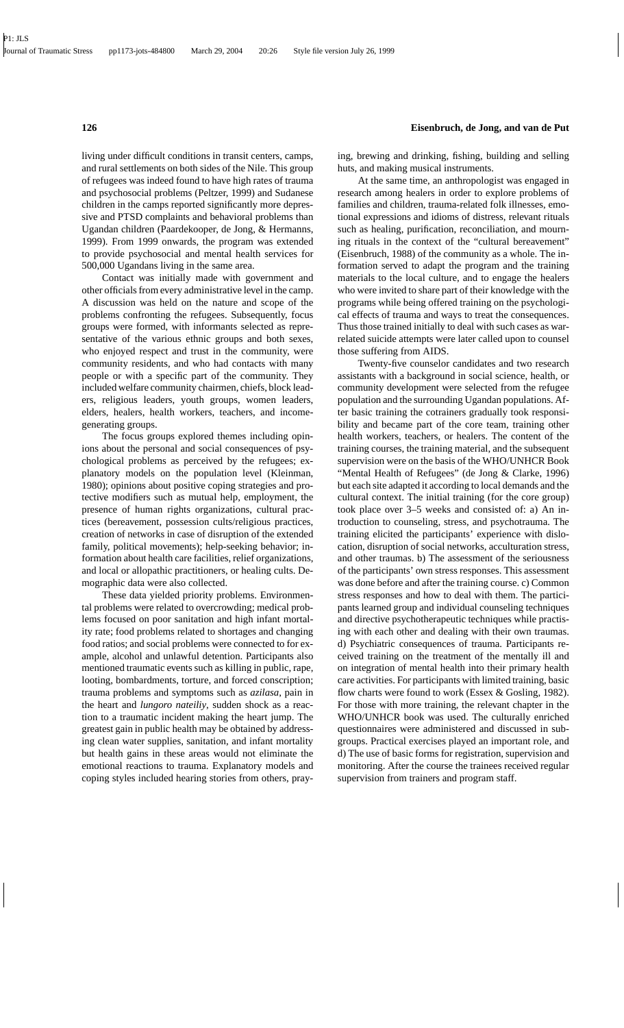living under difficult conditions in transit centers, camps, and rural settlements on both sides of the Nile. This group of refugees was indeed found to have high rates of trauma and psychosocial problems (Peltzer, 1999) and Sudanese children in the camps reported significantly more depressive and PTSD complaints and behavioral problems than Ugandan children (Paardekooper, de Jong, & Hermanns, 1999). From 1999 onwards, the program was extended to provide psychosocial and mental health services for 500,000 Ugandans living in the same area.

Contact was initially made with government and other officials from every administrative level in the camp. A discussion was held on the nature and scope of the problems confronting the refugees. Subsequently, focus groups were formed, with informants selected as representative of the various ethnic groups and both sexes, who enjoyed respect and trust in the community, were community residents, and who had contacts with many people or with a specific part of the community. They included welfare community chairmen, chiefs, block leaders, religious leaders, youth groups, women leaders, elders, healers, health workers, teachers, and income-generating groups.

The focus groups explored themes including opinions about the personal and social consequences of psychological problems as perceived by the refugees; explanatory models on the population level (Kleinman, 1980); opinions about positive coping strategies and protective modifiers such as mutual help, employment, the presence of human rights organizations, cultural practices (bereavement, possession cults/religious practices, creation of networks in case of disruption of the extended family, political movements); help-seeking behavior; information about health care facilities, relief organizations, and local or allopathic practitioners, or healing cults. Demographic data were also collected.

These data yielded priority problems. Environmental problems were related to overcrowding; medical problems focused on poor sanitation and high infant mortality rate; food problems related to shortages and changing food ratios; and social problems were connected to for example, alcohol and unlawful detention. Participants also mentioned traumatic events such as killing in public, rape, looting, bombardments, torture, and forced conscription; trauma problems and symptoms such as *azilasa*, pain in the heart and *lungoro nateiliy*, sudden shock as a reaction to a traumatic incident making the heart jump. The greatest gain in public health may be obtained by addressing clean water supplies, sanitation, and infant mortality but health gains in these areas would not eliminate the emotional reactions to trauma. Explanatory models and coping styles included hearing stories from others, praying, brewing and drinking, fishing, building and selling huts, and making musical instruments.

At the same time, an anthropologist was engaged in research among healers in order to explore problems of families and children, trauma-related folk illnesses, emotional expressions and idioms of distress, relevant rituals such as healing, purification, reconciliation, and mourning rituals in the context of the "cultural bereavement" (Eisenbruch, 1988) of the community as a whole. The information served to adapt the program and the training materials to the local culture, and to engage the healers who were invited to share part of their knowledge with the programs while being offered training on the psychological effects of trauma and ways to treat the consequences. Thus those trained initially to deal with such cases as war-related suicide attempts were later called upon to counsel those suffering from AIDS.

Twenty-five counselor candidates and two research assistants with a background in social science, health, or community development were selected from the refugee population and the surrounding Ugandan populations. After basic training the cotrainers gradually took responsibility and became part of the core team, training other health workers, teachers, or healers. The content of the training courses, the training material, and the subsequent supervision were on the basis of the WHO/UNHCR Book "Mental Health of Refugees" (de Jong & Clarke, 1996) but each site adapted it according to local demands and the cultural context. The initial training (for the core group) took place over 3–5 weeks and consisted of: a) An introduction to counseling, stress, and psychotrauma. The training elicited the participants' experience with dislocation, disruption of social networks, acculturation stress, and other traumas. b) The assessment of the seriousness of the participants' own stress responses. This assessment was done before and after the training course. c) Common stress responses and how to deal with them. The participants learned group and individual counseling techniques and directive psychotherapeutic techniques while practising with each other and dealing with their own traumas. d) Psychiatric consequences of trauma. Participants received training on the treatment of the mentally ill and on integration of mental health into their primary health care activities. For participants with limited training, basic flow charts were found to work (Essex & Gosling, 1982). For those with more training, the relevant chapter in the WHO/UNHCR book was used. The culturally enriched questionnaires were administered and discussed in subgroups. Practical exercises played an important role, and d) The use of basic forms for registration, supervision and monitoring. After the course the trainees received regular supervision from trainers and program staff.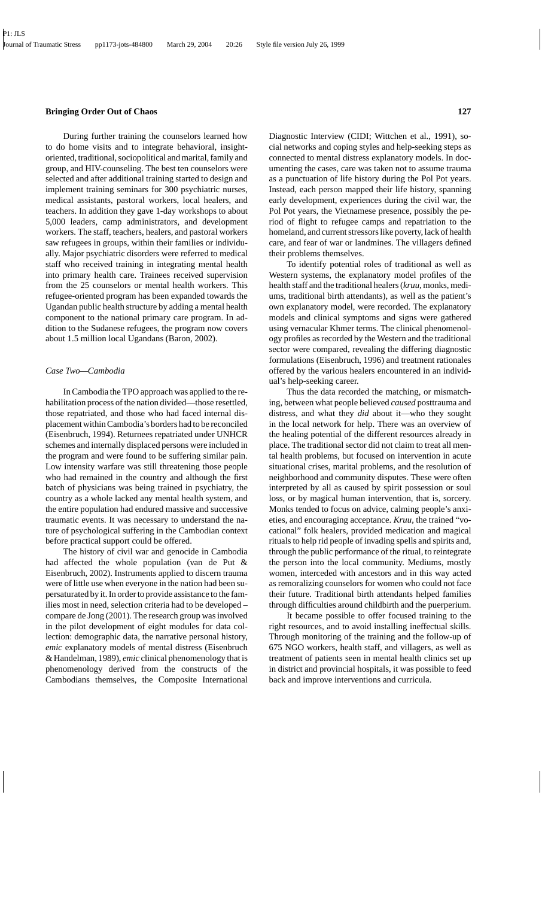During further training the counselors learned how to do home visits and to integrate behavioral, insight-oriented, traditional, sociopolitical and marital, family and group, and HIV-counseling. The best ten counselors were selected and after additional training started to design and implement training seminars for 300 psychiatric nurses, medical assistants, pastoral workers, local healers, and teachers. In addition they gave 1-day workshops to about 5,000 leaders, camp administrators, and development workers. The staff, teachers, healers, and pastoral workers saw refugees in groups, within their families or individually. Major psychiatric disorders were referred to medical staff who received training in integrating mental health into primary health care. Trainees received supervision from the 25 counselors or mental health workers. This refugee-oriented program has been expanded towards the Ugandan public health structure by adding a mental health component to the national primary care program. In addition to the Sudanese refugees, the program now covers about 1.5 million local Ugandans (Baron, 2002).

### *Case Two—Cambodia*

In Cambodia the TPO approach was applied to the rehabilitation process of the nation divided—those resettled, those repatriated, and those who had faced internal displacement within Cambodia's borders had to be reconciled (Eisenbruch, 1994). Returnees repatriated under UNHCR schemes and internally displaced persons were included in the program and were found to be suffering similar pain. Low intensity warfare was still threatening those people who had remained in the country and although the first batch of physicians was being trained in psychiatry, the country as a whole lacked any mental health system, and the entire population had endured massive and successive traumatic events. It was necessary to understand the nature of psychological suffering in the Cambodian context before practical support could be offered.

The history of civil war and genocide in Cambodia had affected the whole population (van de Put & Eisenbruch, 2002). Instruments applied to discern trauma were of little use when everyone in the nation had been supersaturated by it. In order to provide assistance to the families most in need, selection criteria had to be developed – compare de Jong (2001). The research group was involved in the pilot development of eight modules for data collection: demographic data, the narrative personal history, *emic* explanatory models of mental distress (Eisenbruch & Handelman, 1989), *emic* clinical phenomenology that is phenomenology derived from the constructs of the Cambodians themselves, the Composite International Diagnostic Interview (CIDI; Wittchen et al., 1991), social networks and coping styles and help-seeking steps as connected to mental distress explanatory models. In documenting the cases, care was taken not to assume trauma as a punctuation of life history during the Pol Pot years. Instead, each person mapped their life history, spanning early development, experiences during the civil war, the Pol Pot years, the Vietnamese presence, possibly the period of flight to refugee camps and repatriation to the homeland, and current stressors like poverty, lack of health care, and fear of war or landmines. The villagers defined their problems themselves.

To identify potential roles of traditional as well as Western systems, the explanatory model profiles of the health staff and the traditional healers (*kruu*, monks, mediums, traditional birth attendants), as well as the patient's own explanatory model, were recorded. The explanatory models and clinical symptoms and signs were gathered using vernacular Khmer terms. The clinical phenomenology profiles as recorded by the Western and the traditional sector were compared, revealing the differing diagnostic formulations (Eisenbruch, 1996) and treatment rationales offered by the various healers encountered in an individual's help-seeking career.

Thus the data recorded the matching, or mismatching, between what people believed *caused* posttrauma and distress, and what they *did* about it—who they sought in the local network for help. There was an overview of the healing potential of the different resources already in place. The traditional sector did not claim to treat all mental health problems, but focused on intervention in acute situational crises, marital problems, and the resolution of neighborhood and community disputes. These were often interpreted by all as caused by spirit possession or soul loss, or by magical human intervention, that is, sorcery. Monks tended to focus on advice, calming people's anxieties, and encouraging acceptance. *Kruu*, the trained "vocational" folk healers, provided medication and magical rituals to help rid people of invading spells and spirits and, through the public performance of the ritual, to reintegrate the person into the local community. Mediums, mostly women, interceded with ancestors and in this way acted as remoralizing counselors for women who could not face their future. Traditional birth attendants helped families through difficulties around childbirth and the puerperium.

It became possible to offer focused training to the right resources, and to avoid installing ineffectual skills. Through monitoring of the training and the follow-up of 675 NGO workers, health staff, and villagers, as well as treatment of patients seen in mental health clinics set up in district and provincial hospitals, it was possible to feed back and improve interventions and curricula.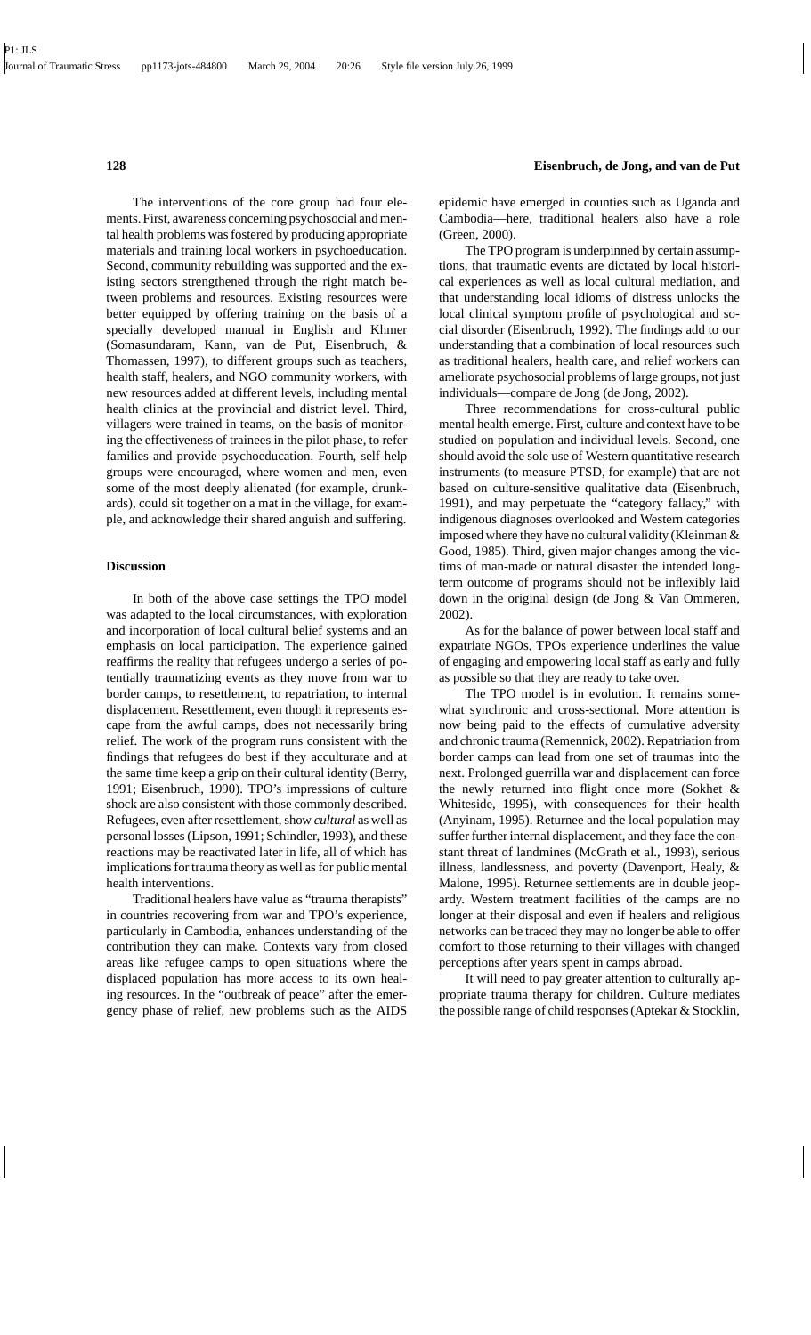The interventions of the core group had four elements. First, awareness concerning psychosocial and mental health problems was fostered by producing appropriate materials and training local workers in psychoeducation. Second, community rebuilding was supported and the existing sectors strengthened through the right match between problems and resources. Existing resources were better equipped by offering training on the basis of a specially developed manual in English and Khmer (Somasundaram, Kann, van de Put, Eisenbruch, & Thomassen, 1997), to different groups such as teachers, health staff, healers, and NGO community workers, with new resources added at different levels, including mental health clinics at the provincial and district level. Third, villagers were trained in teams, on the basis of monitoring the effectiveness of trainees in the pilot phase, to refer families and provide psychoeducation. Fourth, self-help groups were encouraged, where women and men, even some of the most deeply alienated (for example, drunkards), could sit together on a mat in the village, for example, and acknowledge their shared anguish and suffering.

## Discussion

In both of the above case settings the TPO model was adapted to the local circumstances, with exploration and incorporation of local cultural belief systems and an emphasis on local participation. The experience gained reaffirms the reality that refugees undergo a series of potentially traumatizing events as they move from war to border camps, to resettlement, to repatriation, to internal displacement. Resettlement, even though it represents escape from the awful camps, does not necessarily bring relief. The work of the program runs consistent with the findings that refugees do best if they acculturate and at the same time keep a grip on their cultural identity (Berry, 1991; Eisenbruch, 1990). TPO's impressions of culture shock are also consistent with those commonly described. Refugees, even after resettlement, show *cultural* as well as personal losses (Lipson, 1991; Schindler, 1993), and these reactions may be reactivated later in life, all of which has implications for trauma theory as well as for public mental health interventions.

Traditional healers have value as "trauma therapists" in countries recovering from war and TPO's experience, particularly in Cambodia, enhances understanding of the contribution they can make. Contexts vary from closed areas like refugee camps to open situations where the displaced population has more access to its own healing resources. In the "outbreak of peace" after the emergency phase of relief, new problems such as the AIDS epidemic have emerged in counties such as Uganda and Cambodia—here, traditional healers also have a role (Green, 2000).

The TPO program is underpinned by certain assumptions, that traumatic events are dictated by local historical experiences as well as local cultural mediation, and that understanding local idioms of distress unlocks the local clinical symptom profile of psychological and social disorder (Eisenbruch, 1992). The findings add to our understanding that a combination of local resources such as traditional healers, health care, and relief workers can ameliorate psychosocial problems of large groups, not just individuals—compare de Jong (de Jong, 2002).

Three recommendations for cross-cultural public mental health emerge. First, culture and context have to be studied on population and individual levels. Second, one should avoid the sole use of Western quantitative research instruments (to measure PTSD, for example) that are not based on culture-sensitive qualitative data (Eisenbruch, 1991), and may perpetuate the "category fallacy," with indigenous diagnoses overlooked and Western categories imposed where they have no cultural validity (Kleinman & Good, 1985). Third, given major changes among the victims of man-made or natural disaster the intended long-term outcome of programs should not be inflexibly laid down in the original design (de Jong & Van Ommeren, 2002).

As for the balance of power between local staff and expatriate NGOs, TPOs experience underlines the value of engaging and empowering local staff as early and fully as possible so that they are ready to take over.

The TPO model is in evolution. It remains somewhat synchronic and cross-sectional. More attention is now being paid to the effects of cumulative adversity and chronic trauma (Remennick, 2002). Repatriation from border camps can lead from one set of traumas into the next. Prolonged guerrilla war and displacement can force the newly returned into flight once more (Sokhet & Whiteside, 1995), with consequences for their health (Anyinam, 1995). Returnee and the local population may suffer further internal displacement, and they face the constant threat of landmines (McGrath et al., 1993), serious illness, landlessness, and poverty (Davenport, Healy, & Malone, 1995). Returnee settlements are in double jeopardy. Western treatment facilities of the camps are no longer at their disposal and even if healers and religious networks can be traced they may no longer be able to offer comfort to those returning to their villages with changed perceptions after years spent in camps abroad.

It will need to pay greater attention to culturally appropriate trauma therapy for children. Culture mediates the possible range of child responses (Aptekar & Stocklin,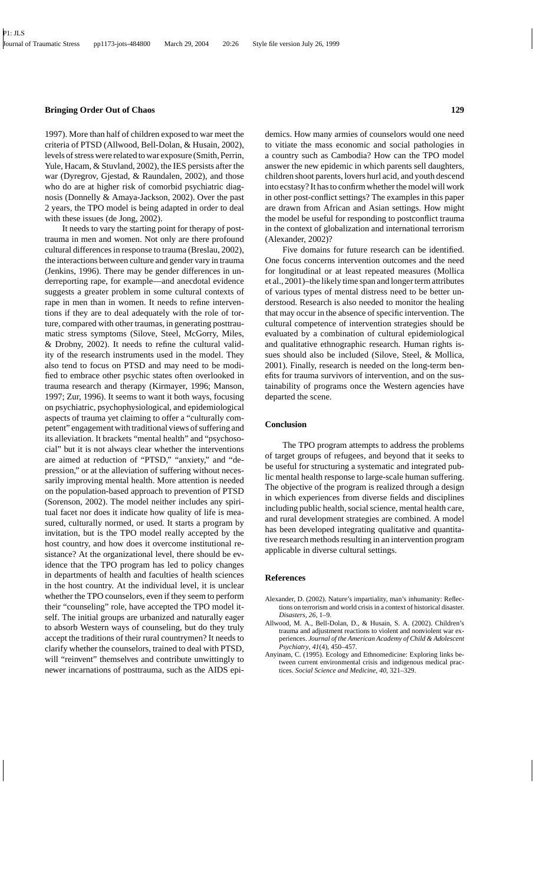1997). More than half of children exposed to war meet the criteria of PTSD (Allwood, Bell-Dolan, & Husain, 2002), levels of stress were related to war exposure (Smith, Perrin, Yule, Hacam, & Stuvland, 2002), the IES persists after the war (Dyregrov, Gjestad, & Raundalen, 2002), and those who do are at higher risk of comorbid psychiatric diagnosis (Donnelly & Amaya-Jackson, 2002). Over the past 2 years, the TPO model is being adapted in order to deal with these issues (de Jong, 2002).

It needs to vary the starting point for therapy of posttrauma in men and women. Not only are there profound cultural differences in response to trauma (Breslau, 2002), the interactions between culture and gender vary in trauma (Jenkins, 1996). There may be gender differences in underreporting rape, for example—and anecdotal evidence suggests a greater problem in some cultural contexts of rape in men than in women. It needs to refine interventions if they are to deal adequately with the role of torture, compared with other traumas, in generating posttraumatic stress symptoms (Silove, Steel, McGorry, Miles, & Drobny, 2002). It needs to refine the cultural validity of the research instruments used in the model. They also tend to focus on PTSD and may need to be modified to embrace other psychic states often overlooked in trauma research and therapy (Kirmayer, 1996; Manson, 1997; Zur, 1996). It seems to want it both ways, focusing on psychiatric, psychophysiological, and epidemiological aspects of trauma yet claiming to offer a "culturally competent" engagement with traditional views of suffering and its alleviation. It brackets "mental health" and "psychosocial" but it is not always clear whether the interventions are aimed at reduction of "PTSD," "anxiety," and "depression," or at the alleviation of suffering without necessarily improving mental health. More attention is needed on the population-based approach to prevention of PTSD (Sorenson, 2002). The model neither includes any spiritual facet nor does it indicate how quality of life is measured, culturally normed, or used. It starts a program by invitation, but is the TPO model really accepted by the host country, and how does it overcome institutional resistance? At the organizational level, there should be evidence that the TPO program has led to policy changes in departments of health and faculties of health sciences in the host country. At the individual level, it is unclear whether the TPO counselors, even if they seem to perform their "counseling" role, have accepted the TPO model itself. The initial groups are urbanized and naturally eager to absorb Western ways of counseling, but do they truly accept the traditions of their rural countrymen? It needs to clarify whether the counselors, trained to deal with PTSD, will "reinvent" themselves and contribute unwittingly to newer incarnations of posttrauma, such as the AIDS epidemics. How many armies of counselors would one need to vitiate the mass economic and social pathologies in a country such as Cambodia? How can the TPO model answer the new epidemic in which parents sell daughters, children shoot parents, lovers hurl acid, and youth descend into ecstasy? It has to confirm whether the model will work in other post-conflict settings? The examples in this paper are drawn from African and Asian settings. How might the model be useful for responding to postconflict trauma in the context of globalization and international terrorism (Alexander, 2002)?

Five domains for future research can be identified. One focus concerns intervention outcomes and the need for longitudinal or at least repeated measures (Mollica et al., 2001)–the likely time span and longer term attributes of various types of mental distress need to be better understood. Research is also needed to monitor the healing that may occur in the absence of specific intervention. The cultural competence of intervention strategies should be evaluated by a combination of cultural epidemiological and qualitative ethnographic research. Human rights issues should also be included (Silove, Steel, & Mollica, 2001). Finally, research is needed on the long-term benefits for trauma survivors of intervention, and on the sustainability of programs once the Western agencies have departed the scene.

## Conclusion

The TPO program attempts to address the problems of target groups of refugees, and beyond that it seeks to be useful for structuring a systematic and integrated public mental health response to large-scale human suffering. The objective of the program is realized through a design in which experiences from diverse fields and disciplines including public health, social science, mental health care, and rural development strategies are combined. A model has been developed integrating qualitative and quantitative research methods resulting in an intervention program applicable in diverse cultural settings.

## References

Alexander, D. (2002). Nature's impartiality, man's inhumanity: Reflections on terrorism and world crisis in a context of historical disaster. *Disasters*, *26*, 1–9.

Allwood, M. A., Bell-Dolan, D., & Husain, S. A. (2002). Children's trauma and adjustment reactions to violent and nonviolent war experiences. *Journal of the American Academy of Child & Adolescent Psychiatry*, *41*(4), 450–457.

Anyinam, C. (1995). Ecology and Ethnomedicine: Exploring links between current environmental crisis and indigenous medical practices. *Social Science and Medicine*, *40*, 321–329.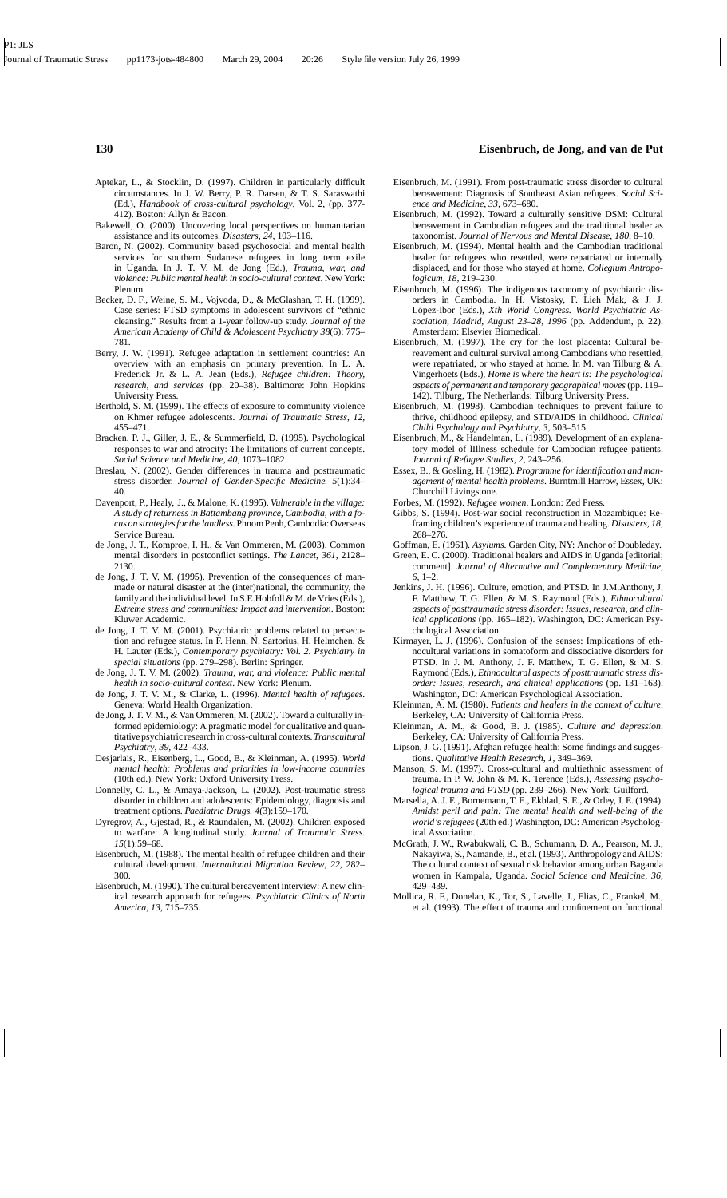Aptekar, L., & Stocklin, D. (1997). Children in particularly difficult circumstances. In J. W. Berry, P. R. Darsen, & T. S. Saraswathi (Ed.), *Handbook of cross-cultural psychology*, Vol. 2, (pp. 377-412). Boston: Allyn & Bacon.

Bakewell, O. (2000). Uncovering local perspectives on humanitarian assistance and its outcomes. *Disasters, 24*, 103–116.

Baron, N. (2002). Community based psychosocial and mental health services for southern Sudanese refugees in long term exile in Uganda. In J. T. V. M. de Jong (Ed.), *Trauma, war, and violence: Public mental health in socio-cultural context*. New York: Plenum.

Becker, D. F., Weine, S. M., Vojvoda, D., & McGlashan, T. H. (1999). Case series: PTSD symptoms in adolescent survivors of "ethnic cleansing." Results from a 1-year follow-up study. *Journal of the American Academy of Child & Adolescent Psychiatry 38*(6): 775–781.

Berry, J. W. (1991). Refugee adaptation in settlement countries: An overview with an emphasis on primary prevention. In L. A. Frederick Jr. & L. A. Jean (Eds.), *Refugee children: Theory, research, and services* (pp. 20–38). Baltimore: John Hopkins University Press.

Berthold, S. M. (1999). The effects of exposure to community violence on Khmer refugee adolescents. *Journal of Traumatic Stress, 12*, 455–471.

Bracken, P. J., Giller, J. E., & Summerfield, D. (1995). Psychological responses to war and atrocity: The limitations of current concepts. *Social Science and Medicine, 40*, 1073–1082.

Breslau, N. (2002). Gender differences in trauma and posttraumatic stress disorder. *Journal of Gender-Specific Medicine. 5*(1):34–40.

Davenport, P., Healy, J., & Malone, K. (1995). *Vulnerable in the village: A study of returness in Battambang province, Cambodia, with a focus on strategies for the landless*. Phnom Penh, Cambodia: Overseas Service Bureau.

de Jong, J. T., Komproe, I. H., & Van Ommeren, M. (2003). Common mental disorders in postconflict settings. *The Lancet, 361*, 2128–2130.

de Jong, J. T. V. M. (1995). Prevention of the consequences of man-made or natural disaster at the (inter)national, the community, the family and the individual level. In S.E.Hobfoll & M. de Vries (Eds.), *Extreme stress and communities: Impact and intervention*. Boston: Kluwer Academic.

de Jong, J. T. V. M. (2001). Psychiatric problems related to persecution and refugee status. In F. Henn, N. Sartorius, H. Helmchen, & H. Lauter (Eds.), *Contemporary psychiatry: Vol. 2. Psychiatry in special situations* (pp. 279–298). Berlin: Springer.

de Jong, J. T. V. M. (2002). *Trauma, war, and violence: Public mental health in socio-cultural context*. New York: Plenum.

de Jong, J. T. V. M., & Clarke, L. (1996). *Mental health of refugees*. Geneva: World Health Organization.

de Jong, J. T. V. M., & Van Ommeren, M. (2002). Toward a culturally informed epidemiology: A pragmatic model for qualitative and quantitative psychiatric research in cross-cultural contexts. *Transcultural Psychiatry, 39*, 422–433.

Desjarlais, R., Eisenberg, L., Good, B., & Kleinman, A. (1995). *World mental health: Problems and priorities in low-income countries* (10th ed.). New York: Oxford University Press.

Donnelly, C. L., & Amaya-Jackson, L. (2002). Post-traumatic stress disorder in children and adolescents: Epidemiology, diagnosis and treatment options. *Paediatric Drugs. 4*(3):159–170.

Dyregrov, A., Gjestad, R., & Raundalen, M. (2002). Children exposed to warfare: A longitudinal study. *Journal of Traumatic Stress. 15*(1):59–68.

Eisenbruch, M. (1988). The mental health of refugee children and their cultural development. *International Migration Review, 22*, 282–300.

Eisenbruch, M. (1990). The cultural bereavement interview: A new clinical research approach for refugees. *Psychiatric Clinics of North America, 13*, 715–735.

Eisenbruch, M. (1991). From post-traumatic stress disorder to cultural bereavement: Diagnosis of Southeast Asian refugees. *Social Science and Medicine, 33*, 673–680.

Eisenbruch, M. (1992). Toward a culturally sensitive DSM: Cultural bereavement in Cambodian refugees and the traditional healer as taxonomist. *Journal of Nervous and Mental Disease, 180*, 8–10.

Eisenbruch, M. (1994). Mental health and the Cambodian traditional healer for refugees who resettled, were repatriated or internally displaced, and for those who stayed at home. *Collegium Antropologicum, 18*, 219–230.

Eisenbruch, M. (1996). The indigenous taxonomy of psychiatric disorders in Cambodia. In H. Vistosky, F. Lieh Mak, & J. J. López-Ibor (Eds.), *Xth World Congress. World Psychiatric Association, Madrid, August 23–28, 1996* (pp. Addendum, p. 22). Amsterdam: Elsevier Biomedical.

Eisenbruch, M. (1997). The cry for the lost placenta: Cultural bereavement and cultural survival among Cambodians who resettled, were repatriated, or who stayed at home. In M. van Tilburg & A. Vingerhoets (Eds.), *Home is where the heart is: The psychological aspects of permanent and temporary geographical moves* (pp. 119–142). Tilburg, The Netherlands: Tilburg University Press.

Eisenbruch, M. (1998). Cambodian techniques to prevent failure to thrive, childhood epilepsy, and STD/AIDS in childhood. *Clinical Child Psychology and Psychiatry, 3*, 503–515.

Eisenbruch, M., & Handelman, L. (1989). Development of an explanatory model of Illlness schedule for Cambodian refugee patients. *Journal of Refugee Studies, 2*, 243–256.

Essex, B., & Gosling, H. (1982). *Programme for identification and management of mental health problems*. Burntmill Harrow, Essex, UK: Churchill Livingstone.

Forbes, M. (1992). *Refugee women*. London: Zed Press.

Gibbs, S. (1994). Post-war social reconstruction in Mozambique: Reframing children's experience of trauma and healing. *Disasters, 18*, 268–276.

Goffman, E. (1961). *Asylums*. Garden City, NY: Anchor of Doubleday.

Green, E. C. (2000). Traditional healers and AIDS in Uganda [editorial; comment]. *Journal of Alternative and Complementary Medicine, 6*, 1–2.

Jenkins, J. H. (1996). Culture, emotion, and PTSD. In J.M.Anthony, J. F. Matthew, T. G. Ellen, & M. S. Raymond (Eds.), *Ethnocultural aspects of posttraumatic stress disorder: Issues, research, and clinical applications* (pp. 165–182). Washington, DC: American Psychological Association.

Kirmayer, L. J. (1996). Confusion of the senses: Implications of ethnocultural variations in somatoform and dissociative disorders for PTSD. In J. M. Anthony, J. F. Matthew, T. G. Ellen, & M. S. Raymond (Eds.), *Ethnocultural aspects of posttraumatic stress disorder: Issues, research, and clinical applications* (pp. 131–163). Washington, DC: American Psychological Association.

Kleinman, A. M. (1980). *Patients and healers in the context of culture*. Berkeley, CA: University of California Press.

Kleinman, A. M., & Good, B. J. (1985). *Culture and depression*. Berkeley, CA: University of California Press.

Lipson, J. G. (1991). Afghan refugee health: Some findings and suggestions. *Qualitative Health Research, 1*, 349–369.

Manson, S. M. (1997). Cross-cultural and multiethnic assessment of trauma. In P. W. John & M. K. Terence (Eds.), *Assessing psychological trauma and PTSD* (pp. 239–266). New York: Guilford.

Marsella, A. J. E., Bornemann, T. E., Ekblad, S. E., & Orley, J. E. (1994). *Amidst peril and pain: The mental health and well-being of the world's refugees* (20th ed.) Washington, DC: American Psychological Association.

McGrath, J. W., Rwabukwali, C. B., Schumann, D. A., Pearson, M. J., Nakayiwa, S., Namande, B., et al. (1993). Anthropology and AIDS: The cultural context of sexual risk behavior among urban Baganda women in Kampala, Uganda. *Social Science and Medicine, 36*, 429–439.

Mollica, R. F., Donelan, K., Tor, S., Lavelle, J., Elias, C., Frankel, M., et al. (1993). The effect of trauma and confinement on functional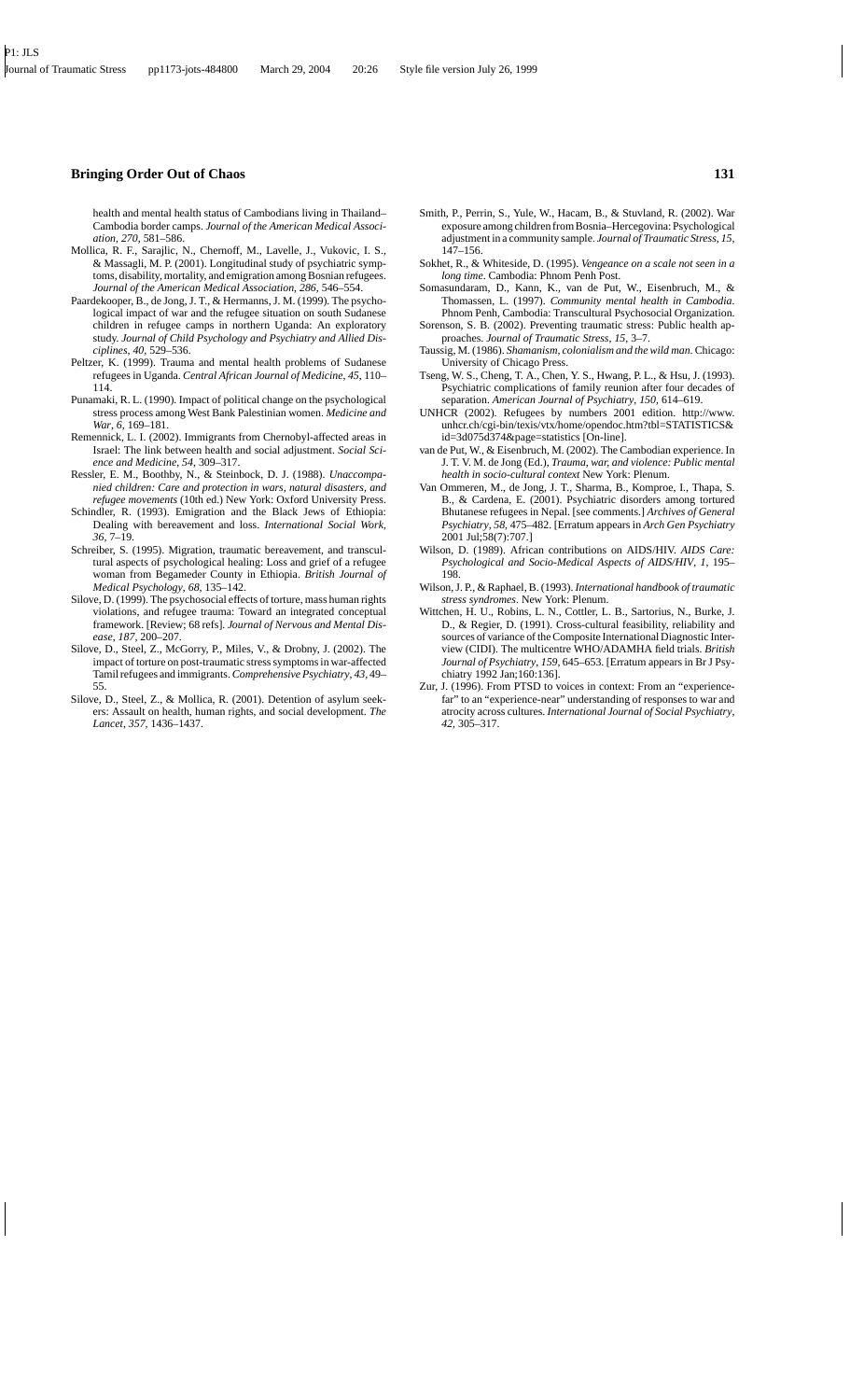health and mental health status of Cambodians living in Thailand–Cambodia border camps. *Journal of the American Medical Association, 270*, 581–586.

Mollica, R. F., Sarajlic, N., Chernoff, M., Lavelle, J., Vukovic, I. S., & Massagli, M. P. (2001). Longitudinal study of psychiatric symptoms, disability, mortality, and emigration among Bosnian refugees. *Journal of the American Medical Association, 286*, 546–554.

Paardekooper, B., de Jong, J. T., & Hermanns, J. M. (1999). The psychological impact of war and the refugee situation on south Sudanese children in refugee camps in northern Uganda: An exploratory study. *Journal of Child Psychology and Psychiatry and Allied Disciplines, 40*, 529–536.

Peltzer, K. (1999). Trauma and mental health problems of Sudanese refugees in Uganda. *Central African Journal of Medicine, 45*, 110–114.

Punamaki, R. L. (1990). Impact of political change on the psychological stress process among West Bank Palestinian women. *Medicine and War, 6*, 169–181.

Remennick, L. I. (2002). Immigrants from Chernobyl-affected areas in Israel: The link between health and social adjustment. *Social Science and Medicine, 54*, 309–317.

Ressler, E. M., Boothby, N., & Steinbock, D. J. (1988). *Unaccompanied children: Care and protection in wars, natural disasters, and refugee movements* (10th ed.) New York: Oxford University Press.

Schindler, R. (1993). Emigration and the Black Jews of Ethiopia: Dealing with bereavement and loss. *International Social Work, 36*, 7–19.

Schreiber, S. (1995). Migration, traumatic bereavement, and transcultural aspects of psychological healing: Loss and grief of a refugee woman from Begameder County in Ethiopia. *British Journal of Medical Psychology, 68*, 135–142.

Silove, D. (1999). The psychosocial effects of torture, mass human rights violations, and refugee trauma: Toward an integrated conceptual framework. [Review; 68 refs]. *Journal of Nervous and Mental Disease, 187*, 200–207.

Silove, D., Steel, Z., McGorry, P., Miles, V., & Drobny, J. (2002). The impact of torture on post-traumatic stress symptoms in war-affected Tamil refugees and immigrants. *Comprehensive Psychiatry, 43*, 49–55.

Silove, D., Steel, Z., & Mollica, R. (2001). Detention of asylum seekers: Assault on health, human rights, and social development. *The Lancet, 357*, 1436–1437.

Smith, P., Perrin, S., Yule, W., Hacam, B., & Stuvland, R. (2002). War exposure among children from Bosnia–Hercegovina: Psychological adjustment in a community sample. *Journal of Traumatic Stress, 15*, 147–156.

Sokhet, R., & Whiteside, D. (1995). *Vengeance on a scale not seen in a long time*. Cambodia: Phnom Penh Post.

Somasundaram, D., Kann, K., van de Put, W., Eisenbruch, M., & Thomassen, L. (1997). *Community mental health in Cambodia*. Phnom Penh, Cambodia: Transcultural Psychosocial Organization.

Sorenson, S. B. (2002). Preventing traumatic stress: Public health approaches. *Journal of Traumatic Stress, 15*, 3–7.

Taussig, M. (1986). *Shamanism, colonialism and the wild man*. Chicago: University of Chicago Press.

Tseng, W. S., Cheng, T. A., Chen, Y. S., Hwang, P. L., & Hsu, J. (1993). Psychiatric complications of family reunion after four decades of separation. *American Journal of Psychiatry, 150*, 614–619.

UNHCR (2002). Refugees by numbers 2001 edition. http://www.unhcr.ch/cgi-bin/texis/vtx/home/opendoc.htm?tbl=STATISTICS&id=3d075d374&page=statistics [On-line].

van de Put, W., & Eisenbruch, M. (2002). The Cambodian experience. In J. T. V. M. de Jong (Ed.), *Trauma, war, and violence: Public mental health in socio-cultural context* New York: Plenum.

Van Ommeren, M., de Jong, J. T., Sharma, B., Komproe, I., Thapa, S. B., & Cardena, E. (2001). Psychiatric disorders among tortured Bhutanese refugees in Nepal. [see comments.] *Archives of General Psychiatry, 58*, 475–482. [Erratum appears in *Arch Gen Psychiatry* 2001 Jul;58(7):707.]

Wilson, D. (1989). African contributions on AIDS/HIV. *AIDS Care: Psychological and Socio-Medical Aspects of AIDS/HIV, 1*, 195–198.

Wilson, J. P., & Raphael, B. (1993). *International handbook of traumatic stress syndromes*. New York: Plenum.

Wittchen, H. U., Robins, L. N., Cottler, L. B., Sartorius, N., Burke, J. D., & Regier, D. (1991). Cross-cultural feasibility, reliability and sources of variance of the Composite International Diagnostic Interview (CIDI). The multicentre WHO/ADAMHA field trials. *British Journal of Psychiatry, 159*, 645–653. [Erratum appears in Br J Psychiatry 1992 Jan;160:136].

Zur, J. (1996). From PTSD to voices in context: From an "experience-far" to an "experience-near" understanding of responses to war and atrocity across cultures. *International Journal of Social Psychiatry, 42*, 305–317.